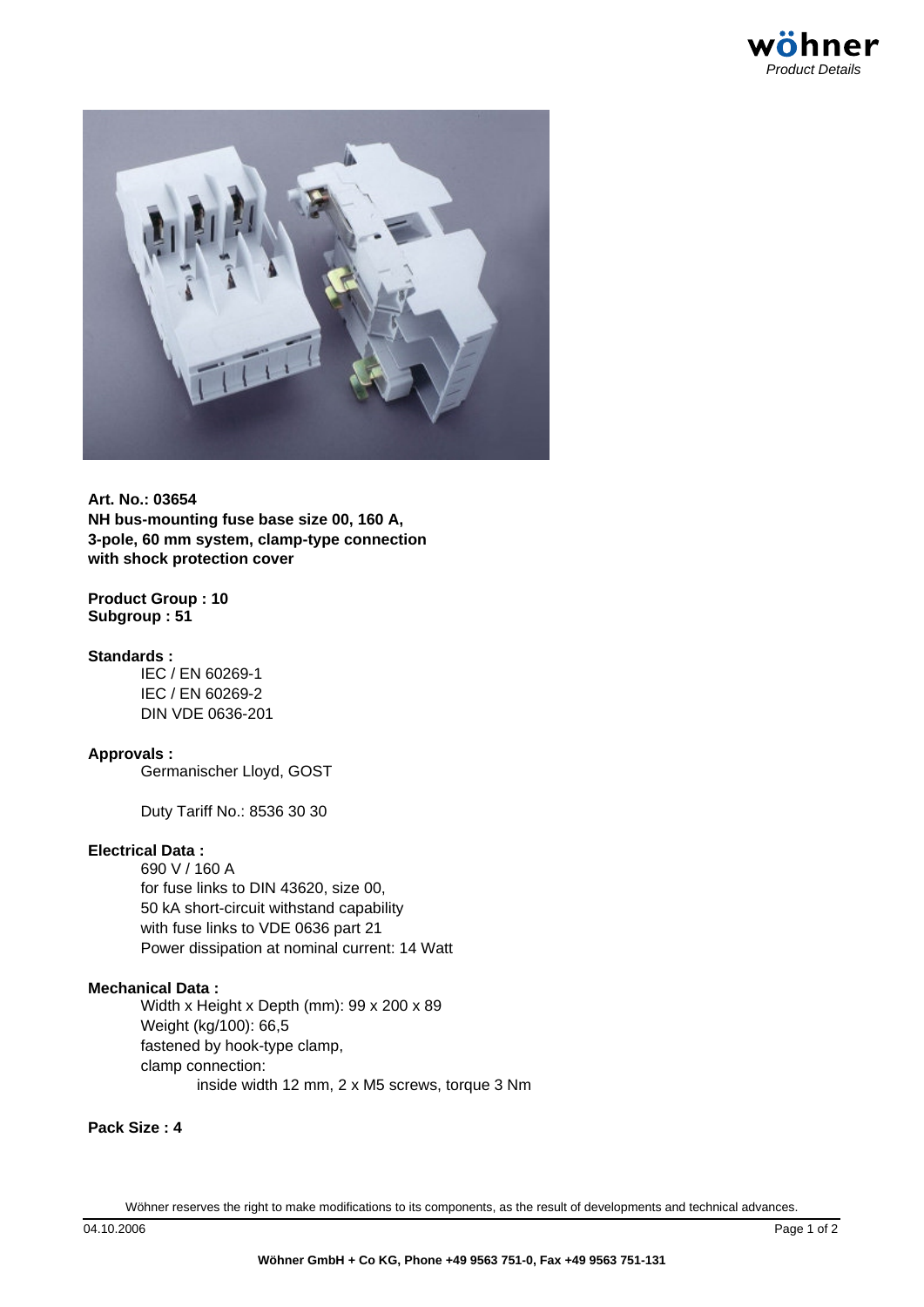**Art. No.: 03654**
**NH bus-mounting fuse base size 00, 160 A, 3-pole, 60 mm system, clamp-type connection with shock protection cover**

**Product Group : 10**
**Subgroup : 51**

**Standards :**

IEC / EN 60269-1
IEC / EN 60269-2
DIN VDE 0636-201

**Approvals :**

Germanischer Lloyd, GOST

Duty Tariff No.: 8536 30 30

**Electrical Data :**

690 V / 160 A
for fuse links to DIN 43620, size 00,
50 kA short-circuit withstand capability
with fuse links to VDE 0636 part 21
Power dissipation at nominal current: 14 Watt

**Mechanical Data :**

Width x Height x Depth (mm): 99 x 200 x 89
Weight (kg/100): 66,5
fastened by hook-type clamp,
clamp connection:
inside width 12 mm, 2 x M5 screws, torque 3 Nm

**Pack Size : 4**

Wöhner reserves the right to make modifications to its components, as the result of developments and technical advances.

04.10.2006

Wöhner GmbH + Co KG, Phone +49 9563 751-0, Fax +49 9563 751-131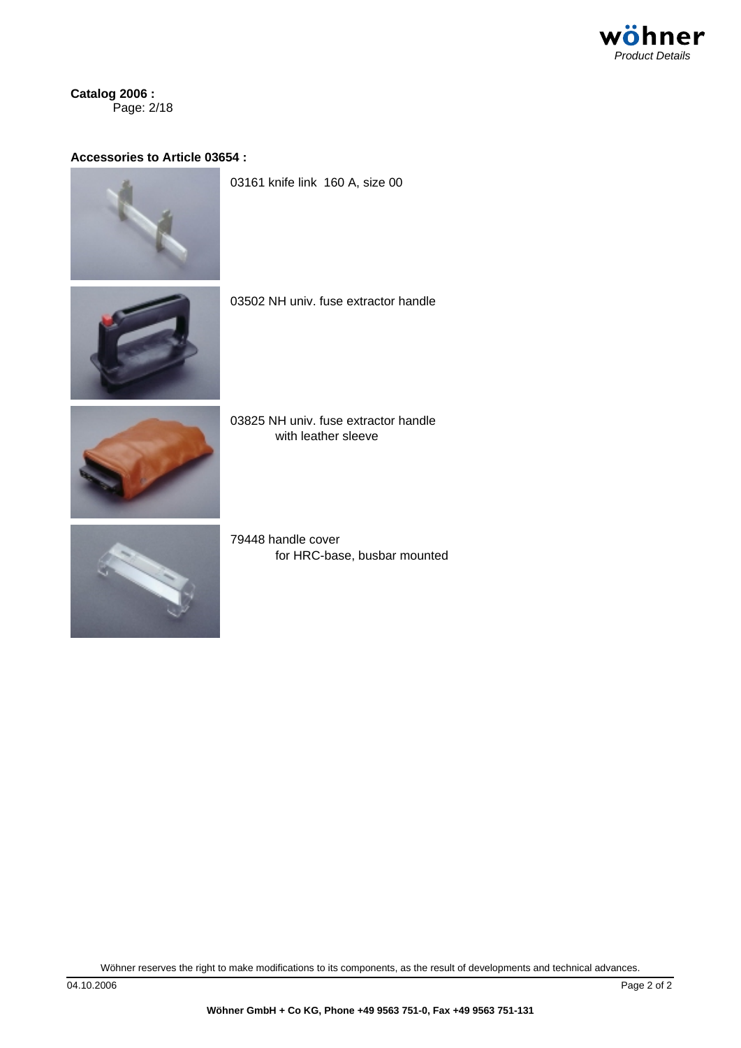**Catalog 2006 :**
Page: 2/18

**Accessories to Article 03654 :**

03161 knife link 160 A, size 00

03502 NH univ. fuse extractor handle

03825 NH univ. fuse extractor handle
with leather sleeve

79448 handle cover
for HRC-base, busbar mounted

Wöhner reserves the right to make modifications to its components, as the result of developments and technical advances.

04.10.2006

**Wöhner GmbH + Co KG, Phone +49 9563 751-0, Fax +49 9563 751-131**